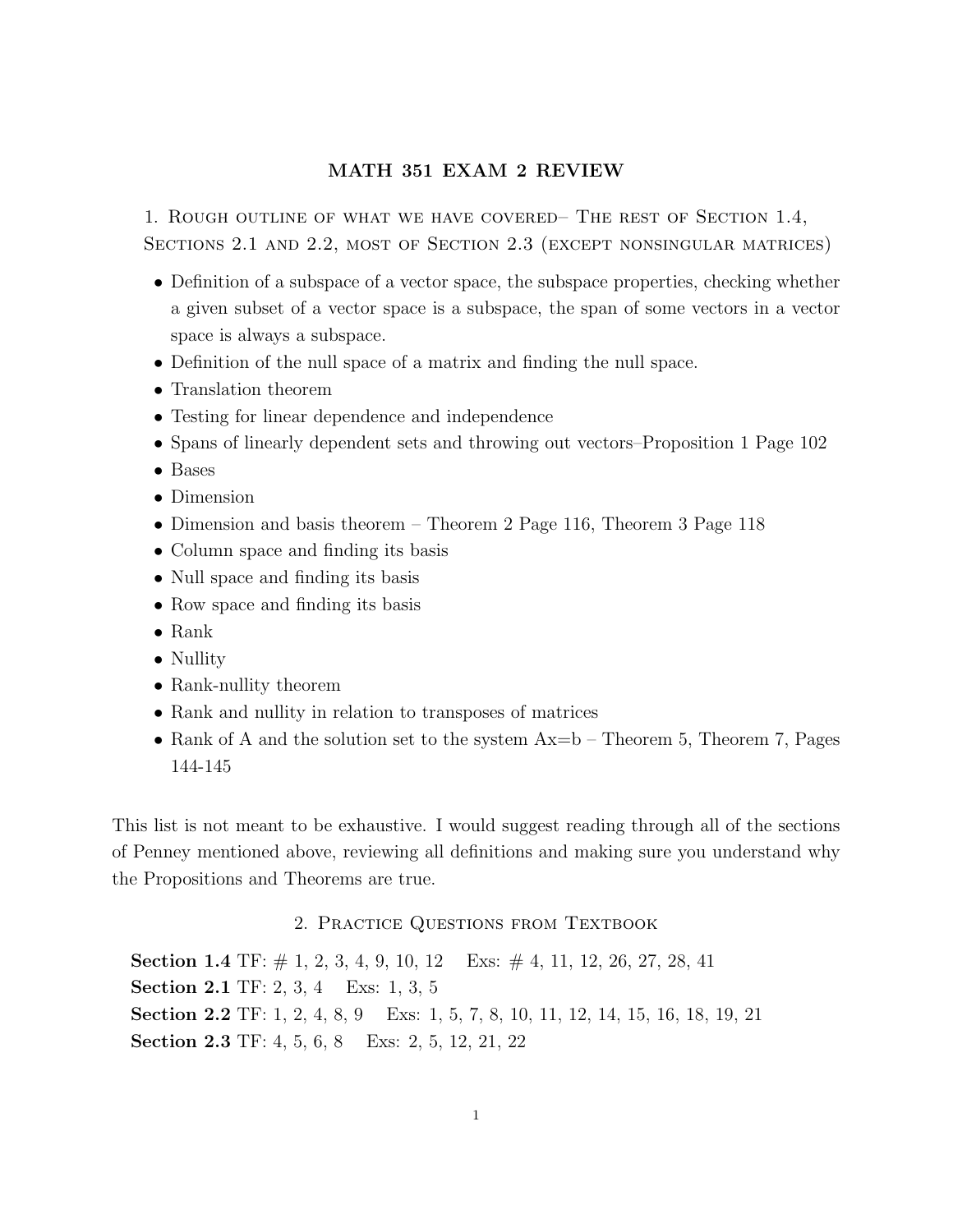# MATH 351 EXAM 2 REVIEW

## 1. Rough outline of what we have covered– The rest of Section 1.4, Sections 2.1 and 2.2, most of Section 2.3 (except nonsingular matrices)

- Definition of a subspace of a vector space, the subspace properties, checking whether a given subset of a vector space is a subspace, the span of some vectors in a vector space is always a subspace.
- Definition of the null space of a matrix and finding the null space.
- Translation theorem
- Testing for linear dependence and independence
- Spans of linearly dependent sets and throwing out vectors–Proposition 1 Page 102
- Bases
- Dimension
- Dimension and basis theorem – Theorem 2 Page 116, Theorem 3 Page 118
- Column space and finding its basis
- Null space and finding its basis
- Row space and finding its basis
- Rank
- Nullity
- Rank-nullity theorem
- Rank and nullity in relation to transposes of matrices
- Rank of A and the solution set to the system Ax=b – Theorem 5, Theorem 7, Pages 144-145

This list is not meant to be exhaustive. I would suggest reading through all of the sections of Penney mentioned above, reviewing all definitions and making sure you understand why the Propositions and Theorems are true.

## 2. Practice Questions from Textbook

**Section 1.4** TF: # 1, 2, 3, 4, 9, 10, 12 Exs: # 4, 11, 12, 26, 27, 28, 41

**Section 2.1** TF: 2, 3, 4 Exs: 1, 3, 5

**Section 2.2** TF: 1, 2, 4, 8, 9 Exs: 1, 5, 7, 8, 10, 11, 12, 14, 15, 16, 18, 19, 21

**Section 2.3** TF: 4, 5, 6, 8 Exs: 2, 5, 12, 21, 22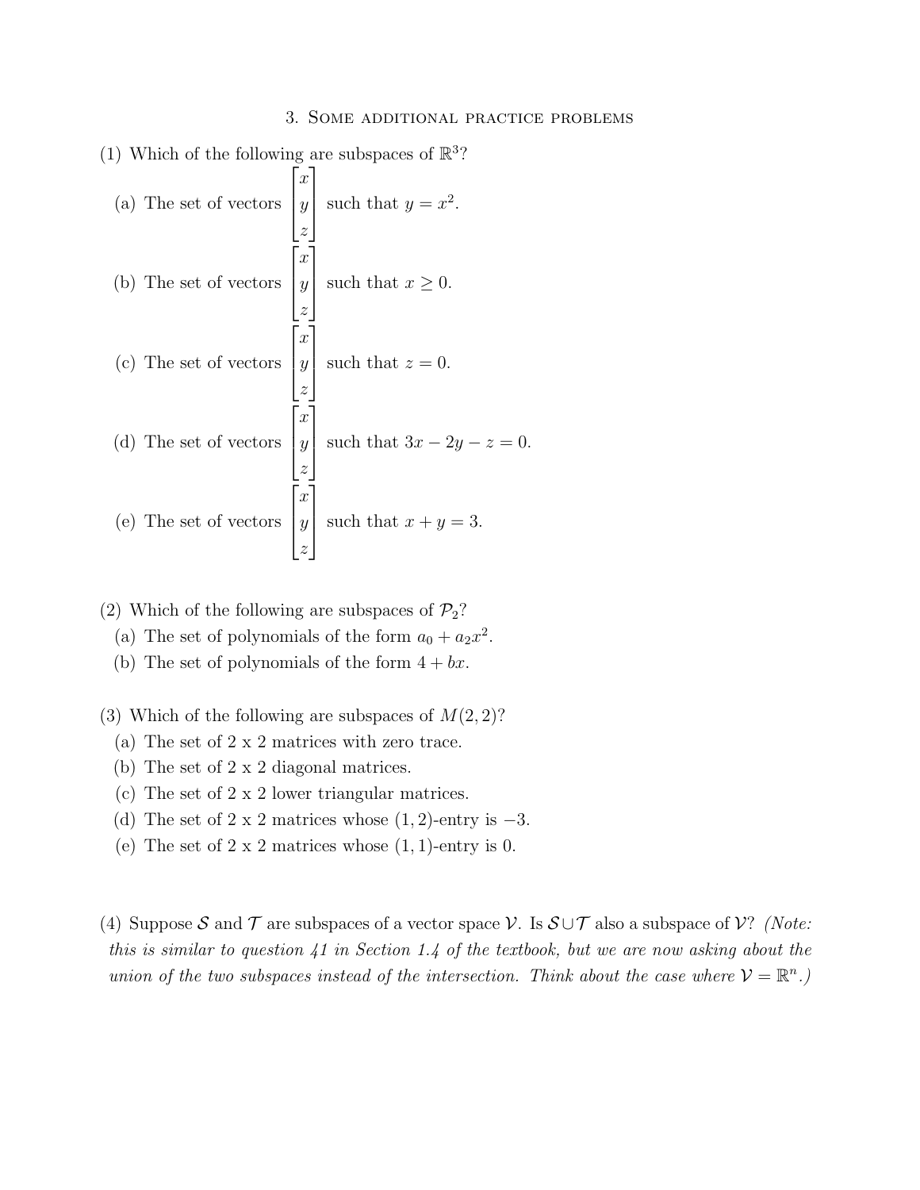## 3. Some additional practice problems

(1) Which of the following are subspaces of $\mathbb{R}^3$?

(a) The set of vectors $\begin{bmatrix} x \\ y \\ z \end{bmatrix}$ such that $y = x^2$.

(b) The set of vectors $\begin{bmatrix} x \\ y \\ z \end{bmatrix}$ such that $x \geq 0$.

(c) The set of vectors $\begin{bmatrix} x \\ y \\ z \end{bmatrix}$ such that $z = 0$.

(d) The set of vectors $\begin{bmatrix} x \\ y \\ z \end{bmatrix}$ such that $3x - 2y - z = 0$.

(e) The set of vectors $\begin{bmatrix} x \\ y \\ z \end{bmatrix}$ such that $x + y = 3$.

(2) Which of the following are subspaces of $\mathcal{P}_2$?

(a) The set of polynomials of the form $a_0 + a_2x^2$.

(b) The set of polynomials of the form $4 + bx$.

(3) Which of the following are subspaces of $M(2, 2)$?

(a) The set of 2 x 2 matrices with zero trace.

(b) The set of 2 x 2 diagonal matrices.

(c) The set of 2 x 2 lower triangular matrices.

(d) The set of 2 x 2 matrices whose $(1, 2)$-entry is $-3$.

(e) The set of 2 x 2 matrices whose $(1, 1)$-entry is 0.

(4) Suppose $\mathcal{S}$ and $\mathcal{T}$ are subspaces of a vector space $\mathcal{V}$. Is $\mathcal{S} \cup \mathcal{T}$ also a subspace of $\mathcal{V}$? *(Note: this is similar to question 41 in Section 1.4 of the textbook, but we are now asking about the union of the two subspaces instead of the intersection. Think about the case where $\mathcal{V} = \mathbb{R}^n$.)*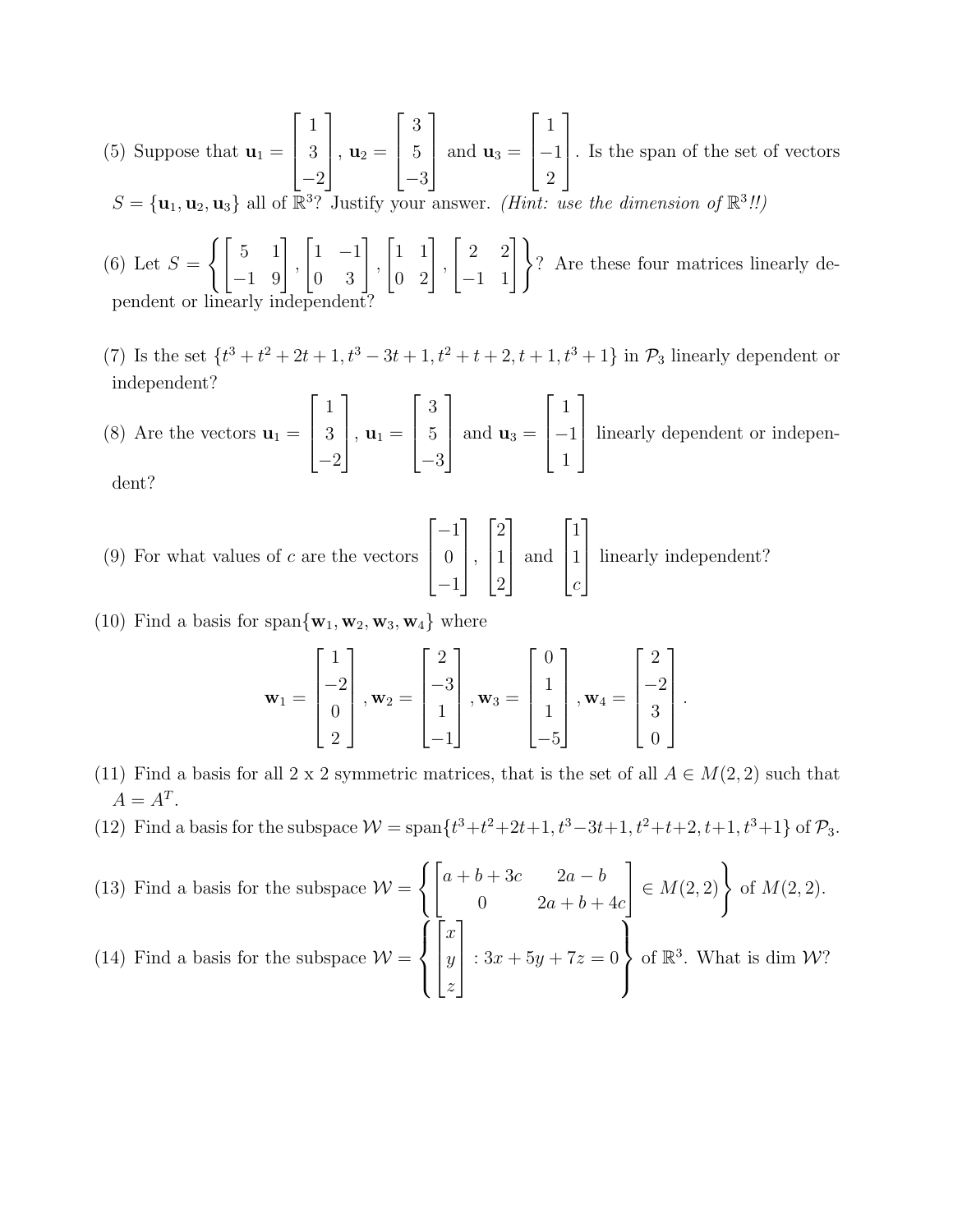(5) Suppose that $\mathbf{u}_1 = \begin{bmatrix} 1 \\ 3 \\ -2 \end{bmatrix}$, $\mathbf{u}_2 = \begin{bmatrix} 3 \\ 5 \\ -3 \end{bmatrix}$ and $\mathbf{u}_3 = \begin{bmatrix} 1 \\ -1 \\ 2 \end{bmatrix}$. Is the span of the set of vectors $S = \{\mathbf{u}_1, \mathbf{u}_2, \mathbf{u}_3\}$ all of $\mathbb{R}^3$? Justify your answer. *(Hint: use the dimension of $\mathbb{R}^3$!!)*

(6) Let $S = \left\{ \begin{bmatrix} 5 & 1 \\ -1 & 9 \end{bmatrix}, \begin{bmatrix} 1 & -1 \\ 0 & 3 \end{bmatrix}, \begin{bmatrix} 1 & 1 \\ 0 & 2 \end{bmatrix}, \begin{bmatrix} 2 & 2 \\ -1 & 1 \end{bmatrix} \right\}$? Are these four matrices linearly dependent or linearly independent?

(7) Is the set $\{t^3 + t^2 + 2t + 1, t^3 - 3t + 1, t^2 + t + 2, t + 1, t^3 + 1\}$ in $\mathcal{P}_3$ linearly dependent or independent?

(8) Are the vectors $\mathbf{u}_1 = \begin{bmatrix} 1 \\ 3 \\ -2 \end{bmatrix}$, $\mathbf{u}_1 = \begin{bmatrix} 3 \\ 5 \\ -3 \end{bmatrix}$ and $\mathbf{u}_3 = \begin{bmatrix} 1 \\ -1 \\ 1 \end{bmatrix}$ linearly dependent or independent?

(9) For what values of $c$ are the vectors $\begin{bmatrix} -1 \\ 0 \\ -1 \end{bmatrix}$, $\begin{bmatrix} 2 \\ 1 \\ 2 \end{bmatrix}$ and $\begin{bmatrix} 1 \\ 1 \\ c \end{bmatrix}$ linearly independent?

(10) Find a basis for span$\{\mathbf{w}_1, \mathbf{w}_2, \mathbf{w}_3, \mathbf{w}_4\}$ where

$$\mathbf{w}_1 = \begin{bmatrix} 1 \\ -2 \\ 0 \\ 2 \end{bmatrix}, \mathbf{w}_2 = \begin{bmatrix} 2 \\ -3 \\ 1 \\ -1 \end{bmatrix}, \mathbf{w}_3 = \begin{bmatrix} 0 \\ 1 \\ 1 \\ -5 \end{bmatrix}, \mathbf{w}_4 = \begin{bmatrix} 2 \\ -2 \\ 3 \\ 0 \end{bmatrix}.$$

(11) Find a basis for all 2 x 2 symmetric matrices, that is the set of all $A \in M(2,2)$ such that $A = A^T$.

(12) Find a basis for the subspace $\mathcal{W} = \text{span}\{t^3+t^2+2t+1, t^3-3t+1, t^2+t+2, t+1, t^3+1\}$ of $\mathcal{P}_3$.

(13) Find a basis for the subspace $\mathcal{W} = \left\{ \begin{bmatrix} a+b+3c & 2a-b \\ 0 & 2a+b+4c \end{bmatrix} \in M(2,2) \right\}$ of $M(2,2)$.

(14) Find a basis for the subspace $\mathcal{W} = \left\{ \begin{bmatrix} x \\ y \\ z \end{bmatrix} : 3x + 5y + 7z = 0 \right\}$ of $\mathbb{R}^3$. What is dim $\mathcal{W}$?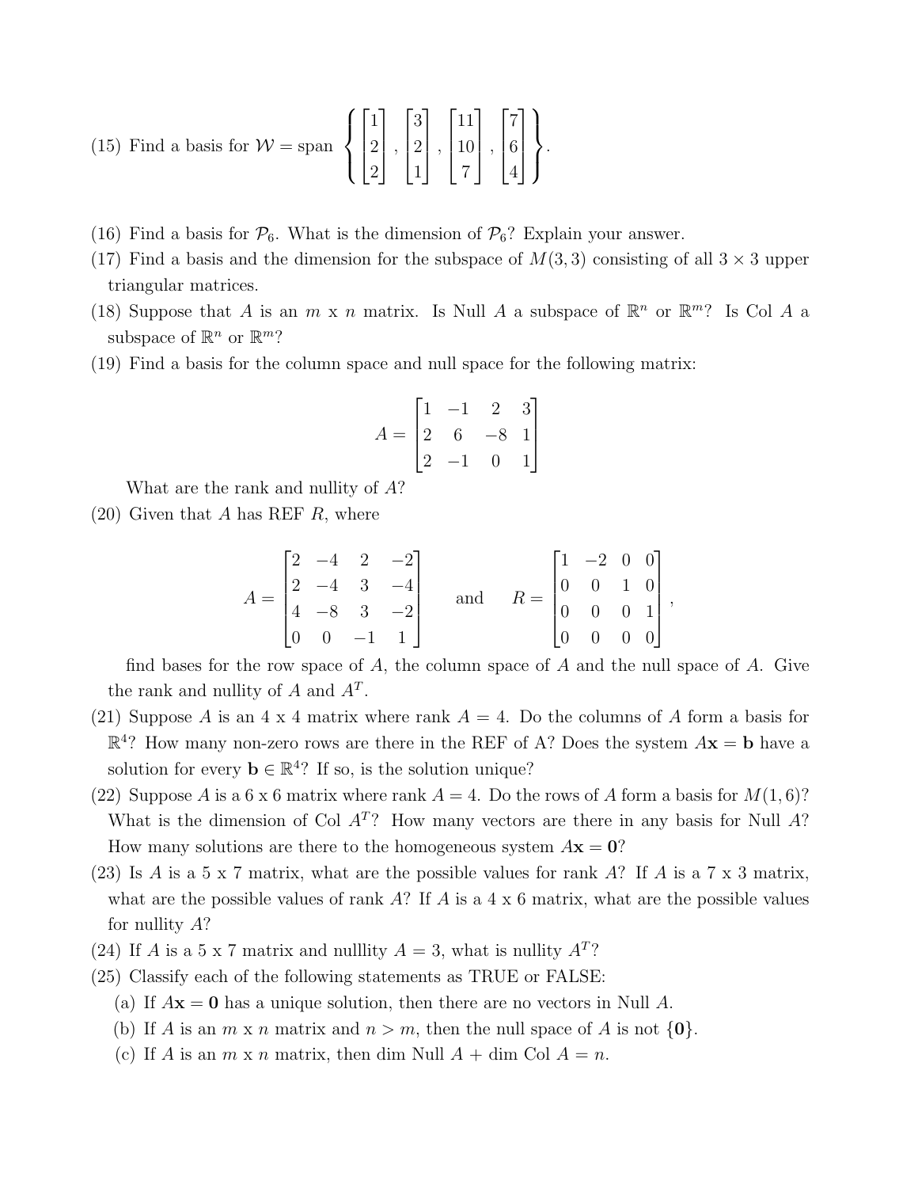(15) Find a basis for $\mathcal{W} = \text{span} \left\{ \begin{bmatrix} 1 \\ 2 \\ 2 \end{bmatrix}, \begin{bmatrix} 3 \\ 2 \\ 1 \end{bmatrix}, \begin{bmatrix} 11 \\ 10 \\ 7 \end{bmatrix}, \begin{bmatrix} 7 \\ 6 \\ 4 \end{bmatrix} \right\}$.

(16) Find a basis for $\mathcal{P}_6$. What is the dimension of $\mathcal{P}_6$? Explain your answer.

(17) Find a basis and the dimension for the subspace of $M(3,3)$ consisting of all $3 \times 3$ upper triangular matrices.

(18) Suppose that $A$ is an $m$ x $n$ matrix. Is Null $A$ a subspace of $\mathbb{R}^n$ or $\mathbb{R}^m$? Is Col $A$ a subspace of $\mathbb{R}^n$ or $\mathbb{R}^m$?

(19) Find a basis for the column space and null space for the following matrix:

$$A = \begin{bmatrix} 1 & -1 & 2 & 3 \\ 2 & 6 & -8 & 1 \\ 2 & -1 & 0 & 1 \end{bmatrix}$$

What are the rank and nullity of $A$?

(20) Given that $A$ has REF $R$, where

$$A = \begin{bmatrix} 2 & -4 & 2 & -2 \\ 2 & -4 & 3 & -4 \\ 4 & -8 & 3 & -2 \\ 0 & 0 & -1 & 1 \end{bmatrix} \quad \text{and} \quad R = \begin{bmatrix} 1 & -2 & 0 & 0 \\ 0 & 0 & 1 & 0 \\ 0 & 0 & 0 & 1 \\ 0 & 0 & 0 & 0 \end{bmatrix},$$

find bases for the row space of $A$, the column space of $A$ and the null space of $A$. Give the rank and nullity of $A$ and $A^T$.

(21) Suppose $A$ is an 4 x 4 matrix where rank $A = 4$. Do the columns of $A$ form a basis for $\mathbb{R}^4$? How many non-zero rows are there in the REF of A? Does the system $A\mathbf{x} = \mathbf{b}$ have a solution for every $\mathbf{b} \in \mathbb{R}^4$? If so, is the solution unique?

(22) Suppose $A$ is a 6 x 6 matrix where rank $A = 4$. Do the rows of $A$ form a basis for $M(1,6)$? What is the dimension of Col $A^T$? How many vectors are there in any basis for Null $A$? How many solutions are there to the homogeneous system $A\mathbf{x} = \mathbf{0}$?

(23) Is $A$ is a 5 x 7 matrix, what are the possible values for rank $A$? If $A$ is a 7 x 3 matrix, what are the possible values of rank $A$? If $A$ is a 4 x 6 matrix, what are the possible values for nullity $A$?

(24) If $A$ is a 5 x 7 matrix and nulllity $A = 3$, what is nullity $A^T$?

(25) Classify each of the following statements as TRUE or FALSE:

(a) If $A\mathbf{x} = \mathbf{0}$ has a unique solution, then there are no vectors in Null $A$.

(b) If $A$ is an $m$ x $n$ matrix and $n > m$, then the null space of $A$ is not $\{\mathbf{0}\}$.

(c) If $A$ is an $m$ x $n$ matrix, then dim Null $A$ + dim Col $A = n$.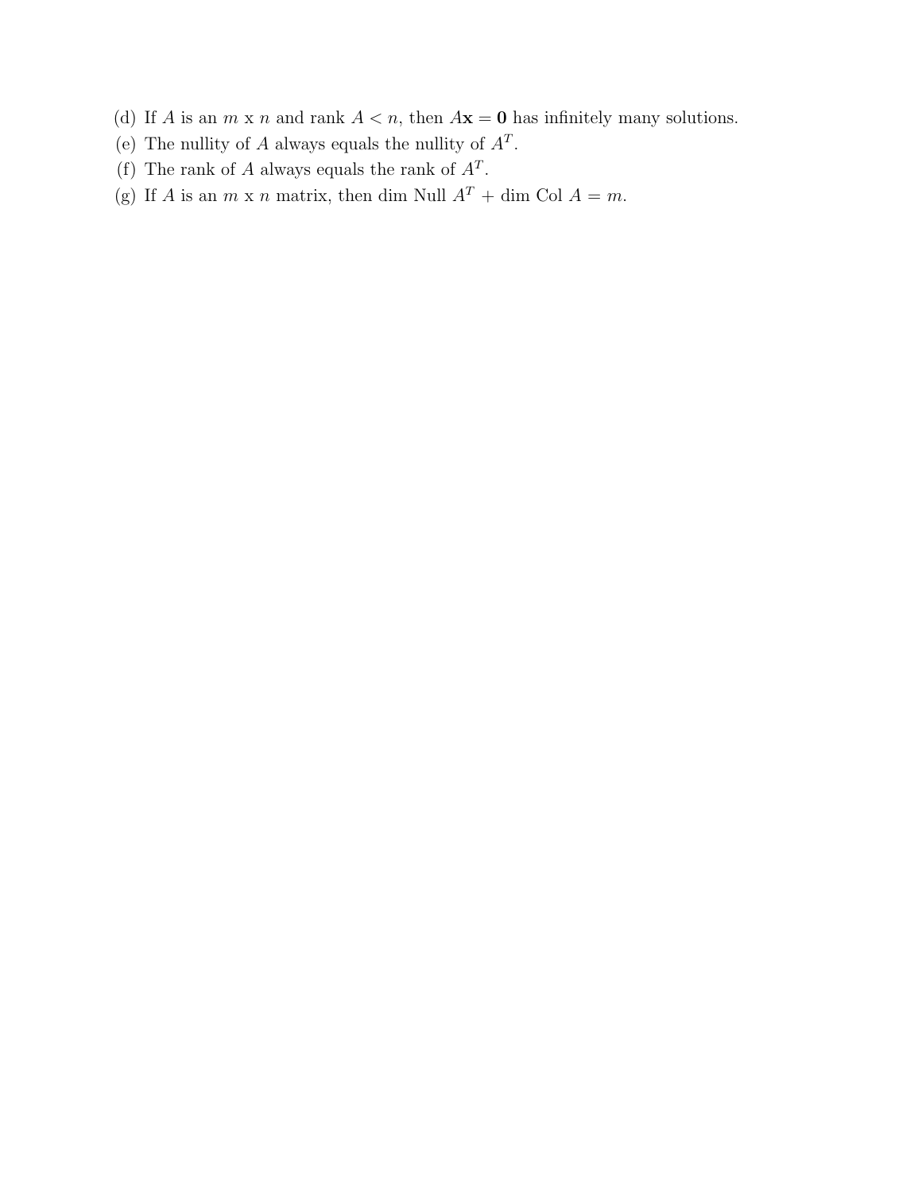(d) If $A$ is an $m$ x $n$ and rank $A < n$, then $A\mathbf{x} = \mathbf{0}$ has infinitely many solutions.

(e) The nullity of $A$ always equals the nullity of $A^T$.

(f) The rank of $A$ always equals the rank of $A^T$.

(g) If $A$ is an $m$ x $n$ matrix, then dim Null $A^T$ + dim Col $A = m$.